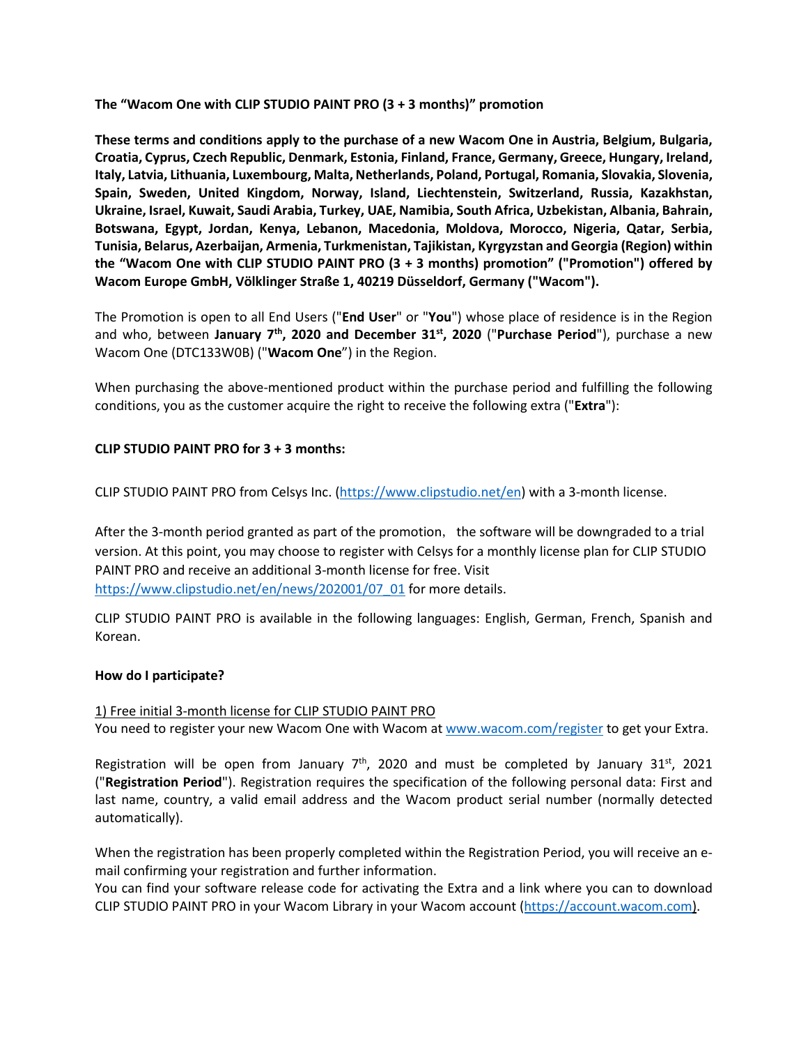**The "Wacom One with CLIP STUDIO PAINT PRO (3 + 3 months)" promotion**

**These terms and conditions apply to the purchase of a new Wacom One in Austria, Belgium, Bulgaria, Croatia, Cyprus, Czech Republic, Denmark, Estonia, Finland, France, Germany, Greece, Hungary, Ireland, Italy, Latvia, Lithuania, Luxembourg, Malta, Netherlands, Poland, Portugal, Romania, Slovakia, Slovenia, Spain, Sweden, United Kingdom, Norway, Island, Liechtenstein, Switzerland, Russia, Kazakhstan, Ukraine, Israel, Kuwait, Saudi Arabia, Turkey, UAE, Namibia, South Africa, Uzbekistan, Albania, Bahrain, Botswana, Egypt, Jordan, Kenya, Lebanon, Macedonia, Moldova, Morocco, Nigeria, Qatar, Serbia, Tunisia, Belarus, Azerbaijan, Armenia, Turkmenistan, Tajikistan, Kyrgyzstan and Georgia (Region) within the "Wacom One with CLIP STUDIO PAINT PRO (3 + 3 months) promotion" ("Promotion") offered by Wacom Europe GmbH, Völklinger Straße 1, 40219 Düsseldorf, Germany ("Wacom").**

The Promotion is open to all End Users ("**End User**" or "**You**") whose place of residence is in the Region and who, between **January 7th, 2020 and December 31st, 2020** ("**Purchase Period**"), purchase a new Wacom One (DTC133W0B) ("**Wacom One**") in the Region.

When purchasing the above-mentioned product within the purchase period and fulfilling the following conditions, you as the customer acquire the right to receive the following extra ("**Extra**"):

**CLIP STUDIO PAINT PRO for 3 + 3 months:**

CLIP STUDIO PAINT PRO from Celsys Inc. (https://www.clipstudio.net/en) with a 3-month license.

After the 3-month period granted as part of the promotion, the software will be downgraded to a trial version. At this point, you may choose to register with Celsys for a monthly license plan for CLIP STUDIO PAINT PRO and receive an additional 3-month license for free. Visit https://www.clipstudio.net/en/news/202001/07_01 for more details.

CLIP STUDIO PAINT PRO is available in the following languages: English, German, French, Spanish and Korean.

**How do I participate?**

1) Free initial 3-month license for CLIP STUDIO PAINT PRO

You need to register your new Wacom One with Wacom at www.wacom.com/register to get your Extra.

Registration will be open from January 7th, 2020 and must be completed by January 31st, 2021 ("**Registration Period**"). Registration requires the specification of the following personal data: First and last name, country, a valid email address and the Wacom product serial number (normally detected automatically).

When the registration has been properly completed within the Registration Period, you will receive an e-mail confirming your registration and further information.

You can find your software release code for activating the Extra and a link where you can to download CLIP STUDIO PAINT PRO in your Wacom Library in your Wacom account (https://account.wacom.com).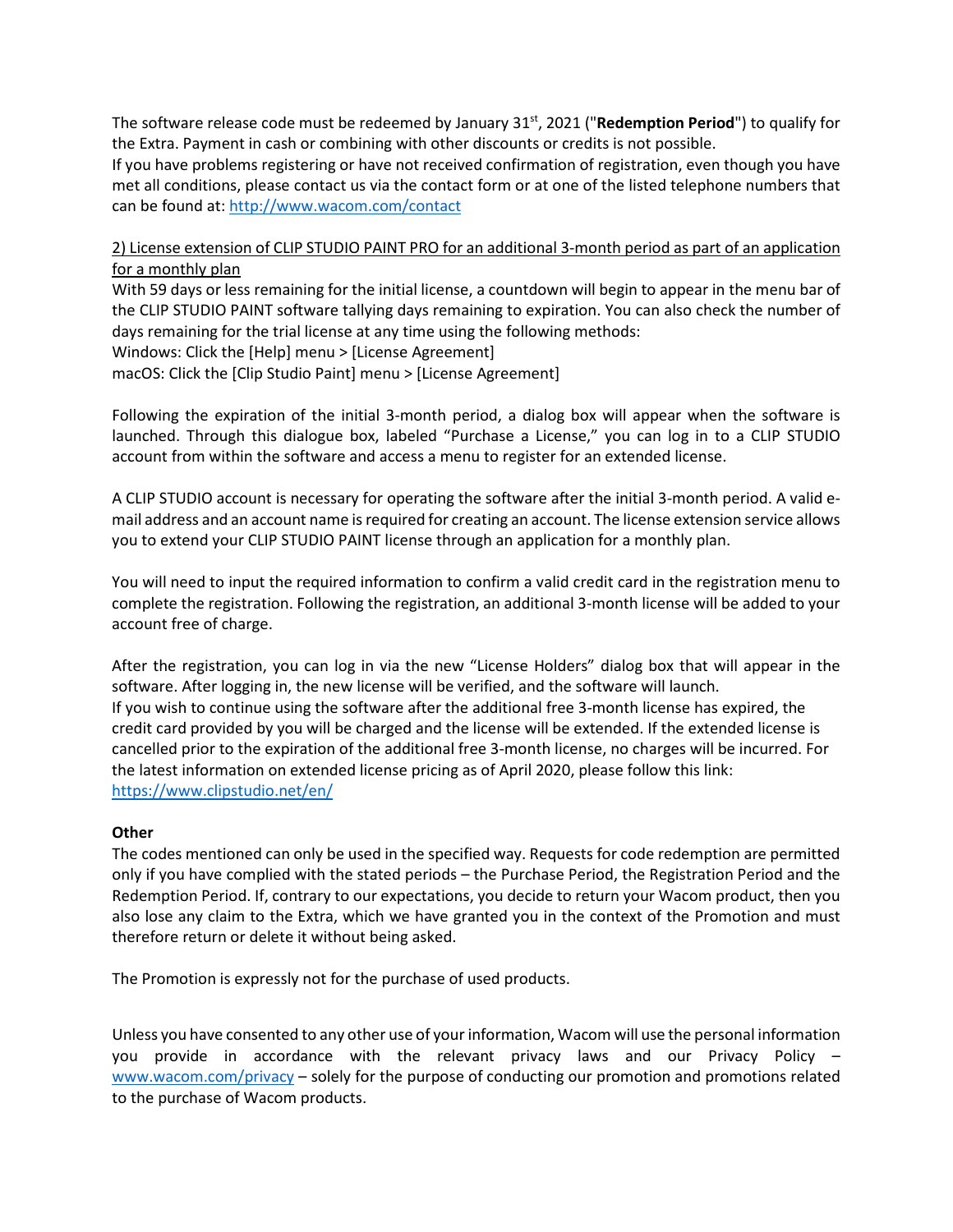The software release code must be redeemed by January 31st, 2021 ("**Redemption Period**") to qualify for the Extra. Payment in cash or combining with other discounts or credits is not possible.
If you have problems registering or have not received confirmation of registration, even though you have met all conditions, please contact us via the contact form or at one of the listed telephone numbers that can be found at: http://www.wacom.com/contact

<u>2) License extension of CLIP STUDIO PAINT PRO for an additional 3-month period as part of an application for a monthly plan</u>

With 59 days or less remaining for the initial license, a countdown will begin to appear in the menu bar of the CLIP STUDIO PAINT software tallying days remaining to expiration. You can also check the number of days remaining for the trial license at any time using the following methods:
Windows: Click the [Help] menu > [License Agreement]
macOS: Click the [Clip Studio Paint] menu > [License Agreement]

Following the expiration of the initial 3-month period, a dialog box will appear when the software is launched. Through this dialogue box, labeled "Purchase a License," you can log in to a CLIP STUDIO account from within the software and access a menu to register for an extended license.

A CLIP STUDIO account is necessary for operating the software after the initial 3-month period. A valid e-mail address and an account name is required for creating an account. The license extension service allows you to extend your CLIP STUDIO PAINT license through an application for a monthly plan.

You will need to input the required information to confirm a valid credit card in the registration menu to complete the registration. Following the registration, an additional 3-month license will be added to your account free of charge.

After the registration, you can log in via the new "License Holders" dialog box that will appear in the software. After logging in, the new license will be verified, and the software will launch.
If you wish to continue using the software after the additional free 3-month license has expired, the credit card provided by you will be charged and the license will be extended. If the extended license is cancelled prior to the expiration of the additional free 3-month license, no charges will be incurred. For the latest information on extended license pricing as of April 2020, please follow this link: https://www.clipstudio.net/en/

**Other**

The codes mentioned can only be used in the specified way. Requests for code redemption are permitted only if you have complied with the stated periods – the Purchase Period, the Registration Period and the Redemption Period. If, contrary to our expectations, you decide to return your Wacom product, then you also lose any claim to the Extra, which we have granted you in the context of the Promotion and must therefore return or delete it without being asked.

The Promotion is expressly not for the purchase of used products.

Unless you have consented to any other use of your information, Wacom will use the personal information you provide in accordance with the relevant privacy laws and our Privacy Policy – www.wacom.com/privacy – solely for the purpose of conducting our promotion and promotions related to the purchase of Wacom products.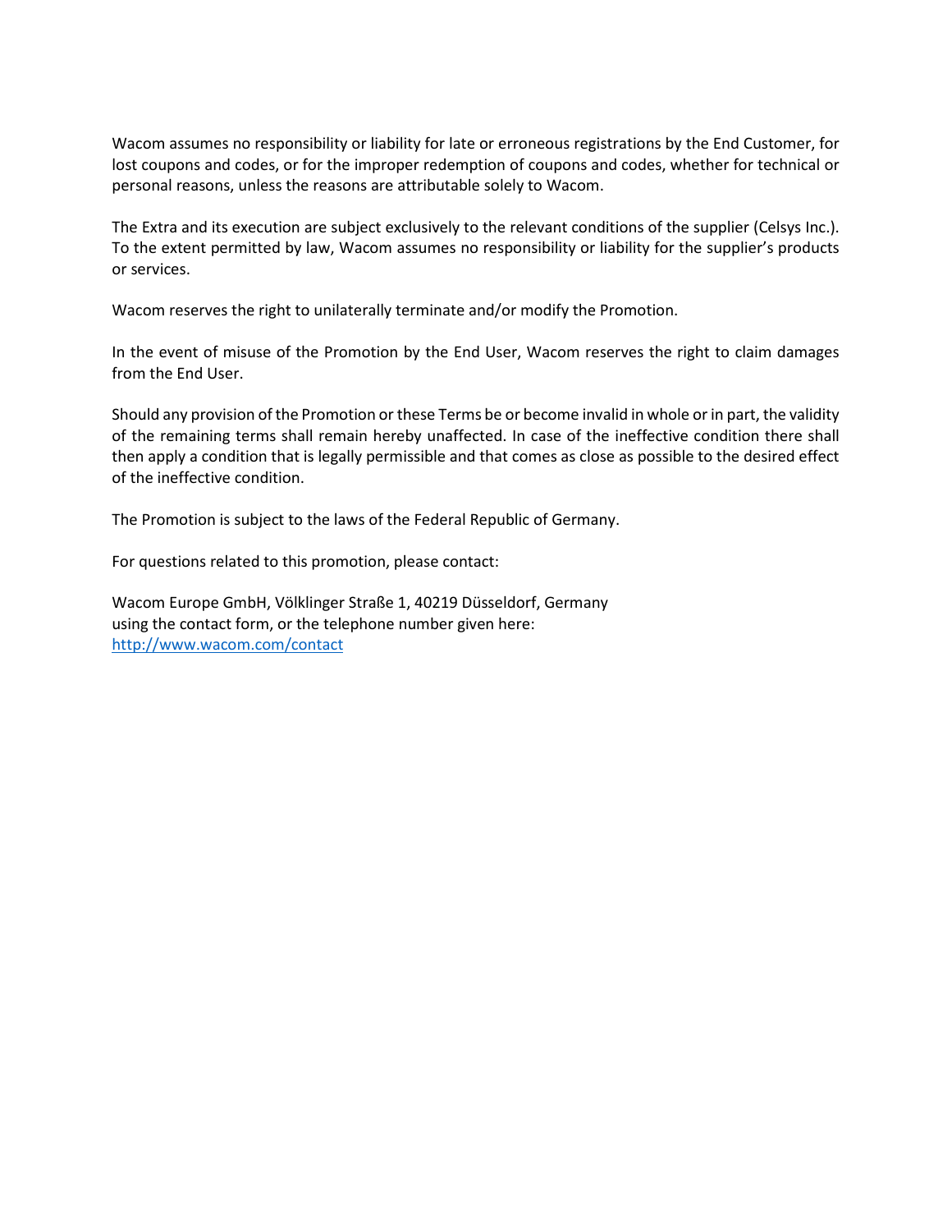Wacom assumes no responsibility or liability for late or erroneous registrations by the End Customer, for lost coupons and codes, or for the improper redemption of coupons and codes, whether for technical or personal reasons, unless the reasons are attributable solely to Wacom.

The Extra and its execution are subject exclusively to the relevant conditions of the supplier (Celsys Inc.). To the extent permitted by law, Wacom assumes no responsibility or liability for the supplier's products or services.

Wacom reserves the right to unilaterally terminate and/or modify the Promotion.

In the event of misuse of the Promotion by the End User, Wacom reserves the right to claim damages from the End User.

Should any provision of the Promotion or these Terms be or become invalid in whole or in part, the validity of the remaining terms shall remain hereby unaffected. In case of the ineffective condition there shall then apply a condition that is legally permissible and that comes as close as possible to the desired effect of the ineffective condition.

The Promotion is subject to the laws of the Federal Republic of Germany.

For questions related to this promotion, please contact:

Wacom Europe GmbH, Völklinger Straße 1, 40219 Düsseldorf, Germany
using the contact form, or the telephone number given here:
[http://www.wacom.com/contact](http://www.wacom.com/contact)